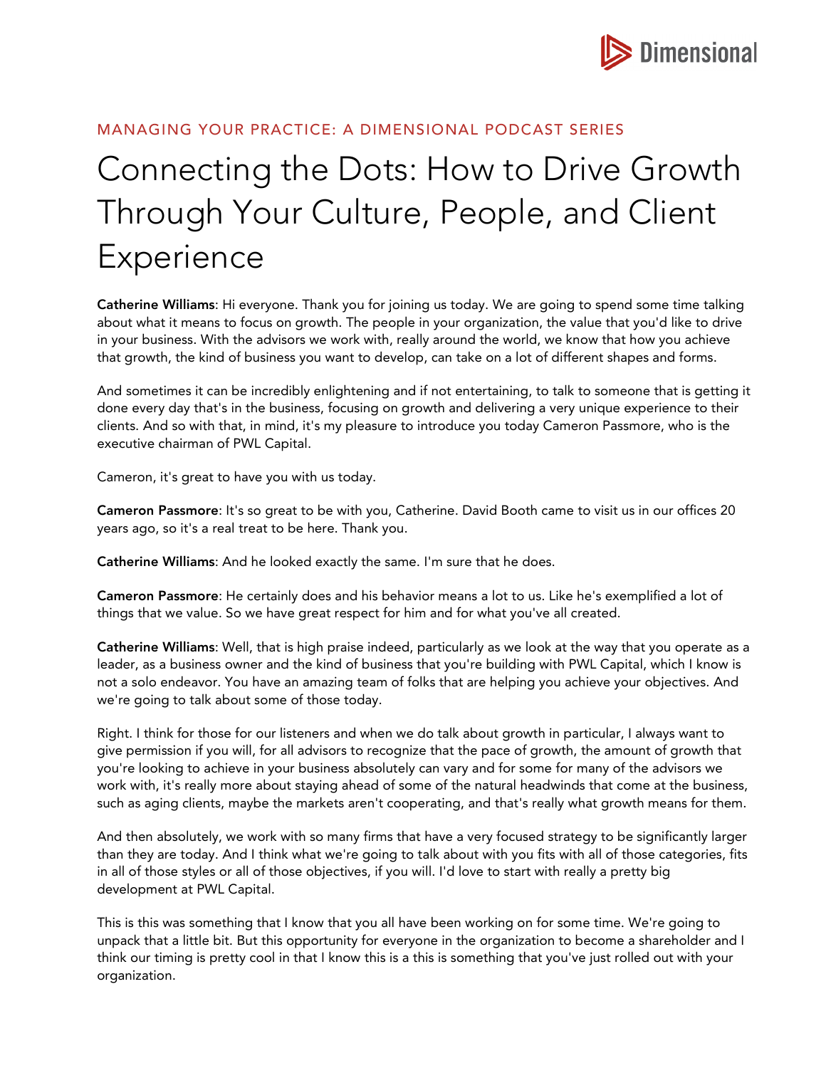MANAGING YOUR PRACTICE: A DIMENSIONAL PODCAST SERIES

# Connecting the Dots: How to Drive Growth Through Your Culture, People, and Client Experience

**Catherine Williams**: Hi everyone. Thank you for joining us today. We are going to spend some time talking about what it means to focus on growth. The people in your organization, the value that you'd like to drive in your business. With the advisors we work with, really around the world, we know that how you achieve that growth, the kind of business you want to develop, can take on a lot of different shapes and forms.

And sometimes it can be incredibly enlightening and if not entertaining, to talk to someone that is getting it done every day that's in the business, focusing on growth and delivering a very unique experience to their clients. And so with that, in mind, it's my pleasure to introduce you today Cameron Passmore, who is the executive chairman of PWL Capital.

Cameron, it's great to have you with us today.

**Cameron Passmore**: It's so great to be with you, Catherine. David Booth came to visit us in our offices 20 years ago, so it's a real treat to be here. Thank you.

**Catherine Williams**: And he looked exactly the same. I'm sure that he does.

**Cameron Passmore**: He certainly does and his behavior means a lot to us. Like he's exemplified a lot of things that we value. So we have great respect for him and for what you've all created.

**Catherine Williams**: Well, that is high praise indeed, particularly as we look at the way that you operate as a leader, as a business owner and the kind of business that you're building with PWL Capital, which I know is not a solo endeavor. You have an amazing team of folks that are helping you achieve your objectives. And we're going to talk about some of those today.

Right. I think for those for our listeners and when we do talk about growth in particular, I always want to give permission if you will, for all advisors to recognize that the pace of growth, the amount of growth that you're looking to achieve in your business absolutely can vary and for some for many of the advisors we work with, it's really more about staying ahead of some of the natural headwinds that come at the business, such as aging clients, maybe the markets aren't cooperating, and that's really what growth means for them.

And then absolutely, we work with so many firms that have a very focused strategy to be significantly larger than they are today. And I think what we're going to talk about with you fits with all of those categories, fits in all of those styles or all of those objectives, if you will. I'd love to start with really a pretty big development at PWL Capital.

This is this was something that I know that you all have been working on for some time. We're going to unpack that a little bit. But this opportunity for everyone in the organization to become a shareholder and I think our timing is pretty cool in that I know this is a this is something that you've just rolled out with your organization.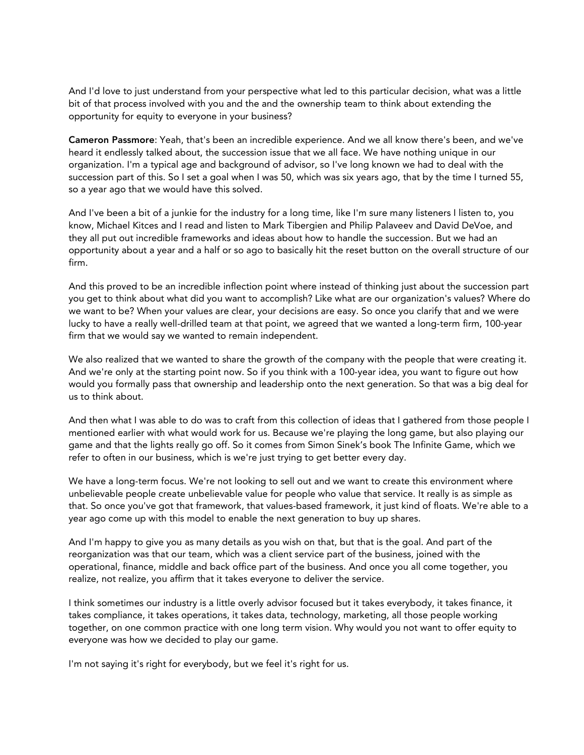And I'd love to just understand from your perspective what led to this particular decision, what was a little bit of that process involved with you and the and the ownership team to think about extending the opportunity for equity to everyone in your business?

**Cameron Passmore**: Yeah, that's been an incredible experience. And we all know there's been, and we've heard it endlessly talked about, the succession issue that we all face. We have nothing unique in our organization. I'm a typical age and background of advisor, so I've long known we had to deal with the succession part of this. So I set a goal when I was 50, which was six years ago, that by the time I turned 55, so a year ago that we would have this solved.

And I've been a bit of a junkie for the industry for a long time, like I'm sure many listeners I listen to, you know, Michael Kitces and I read and listen to Mark Tibergien and Philip Palaveev and David DeVoe, and they all put out incredible frameworks and ideas about how to handle the succession. But we had an opportunity about a year and a half or so ago to basically hit the reset button on the overall structure of our firm.

And this proved to be an incredible inflection point where instead of thinking just about the succession part you get to think about what did you want to accomplish? Like what are our organization's values? Where do we want to be? When your values are clear, your decisions are easy. So once you clarify that and we were lucky to have a really well-drilled team at that point, we agreed that we wanted a long-term firm, 100-year firm that we would say we wanted to remain independent.

We also realized that we wanted to share the growth of the company with the people that were creating it. And we're only at the starting point now. So if you think with a 100-year idea, you want to figure out how would you formally pass that ownership and leadership onto the next generation. So that was a big deal for us to think about.

And then what I was able to do was to craft from this collection of ideas that I gathered from those people I mentioned earlier with what would work for us. Because we're playing the long game, but also playing our game and that the lights really go off. So it comes from Simon Sinek's book The Infinite Game, which we refer to often in our business, which is we're just trying to get better every day.

We have a long-term focus. We're not looking to sell out and we want to create this environment where unbelievable people create unbelievable value for people who value that service. It really is as simple as that. So once you've got that framework, that values-based framework, it just kind of floats. We're able to a year ago come up with this model to enable the next generation to buy up shares.

And I'm happy to give you as many details as you wish on that, but that is the goal. And part of the reorganization was that our team, which was a client service part of the business, joined with the operational, finance, middle and back office part of the business. And once you all come together, you realize, not realize, you affirm that it takes everyone to deliver the service.

I think sometimes our industry is a little overly advisor focused but it takes everybody, it takes finance, it takes compliance, it takes operations, it takes data, technology, marketing, all those people working together, on one common practice with one long term vision. Why would you not want to offer equity to everyone was how we decided to play our game.

I'm not saying it's right for everybody, but we feel it's right for us.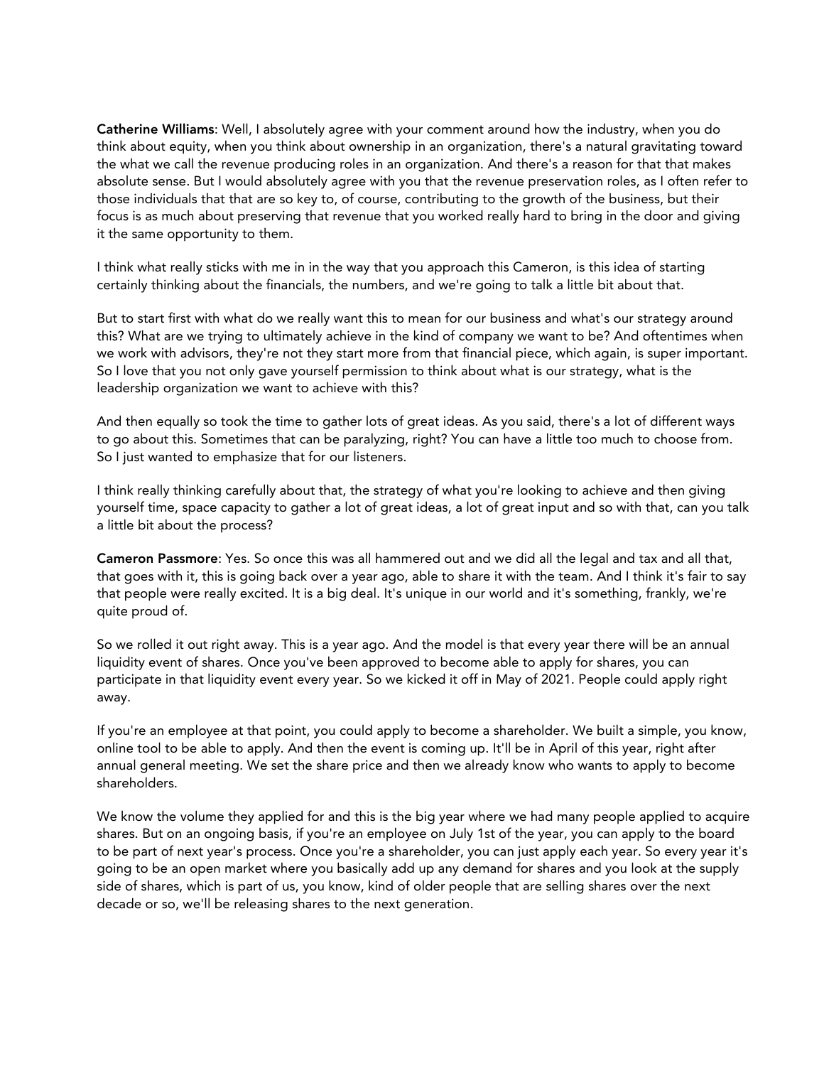**Catherine Williams**: Well, I absolutely agree with your comment around how the industry, when you do think about equity, when you think about ownership in an organization, there's a natural gravitating toward the what we call the revenue producing roles in an organization. And there's a reason for that that makes absolute sense. But I would absolutely agree with you that the revenue preservation roles, as I often refer to those individuals that that are so key to, of course, contributing to the growth of the business, but their focus is as much about preserving that revenue that you worked really hard to bring in the door and giving it the same opportunity to them.

I think what really sticks with me in in the way that you approach this Cameron, is this idea of starting certainly thinking about the financials, the numbers, and we're going to talk a little bit about that.

But to start first with what do we really want this to mean for our business and what's our strategy around this? What are we trying to ultimately achieve in the kind of company we want to be? And oftentimes when we work with advisors, they're not they start more from that financial piece, which again, is super important. So I love that you not only gave yourself permission to think about what is our strategy, what is the leadership organization we want to achieve with this?

And then equally so took the time to gather lots of great ideas. As you said, there's a lot of different ways to go about this. Sometimes that can be paralyzing, right? You can have a little too much to choose from. So I just wanted to emphasize that for our listeners.

I think really thinking carefully about that, the strategy of what you're looking to achieve and then giving yourself time, space capacity to gather a lot of great ideas, a lot of great input and so with that, can you talk a little bit about the process?

**Cameron Passmore**: Yes. So once this was all hammered out and we did all the legal and tax and all that, that goes with it, this is going back over a year ago, able to share it with the team. And I think it's fair to say that people were really excited. It is a big deal. It's unique in our world and it's something, frankly, we're quite proud of.

So we rolled it out right away. This is a year ago. And the model is that every year there will be an annual liquidity event of shares. Once you've been approved to become able to apply for shares, you can participate in that liquidity event every year. So we kicked it off in May of 2021. People could apply right away.

If you're an employee at that point, you could apply to become a shareholder. We built a simple, you know, online tool to be able to apply. And then the event is coming up. It'll be in April of this year, right after annual general meeting. We set the share price and then we already know who wants to apply to become shareholders.

We know the volume they applied for and this is the big year where we had many people applied to acquire shares. But on an ongoing basis, if you're an employee on July 1st of the year, you can apply to the board to be part of next year's process. Once you're a shareholder, you can just apply each year. So every year it's going to be an open market where you basically add up any demand for shares and you look at the supply side of shares, which is part of us, you know, kind of older people that are selling shares over the next decade or so, we'll be releasing shares to the next generation.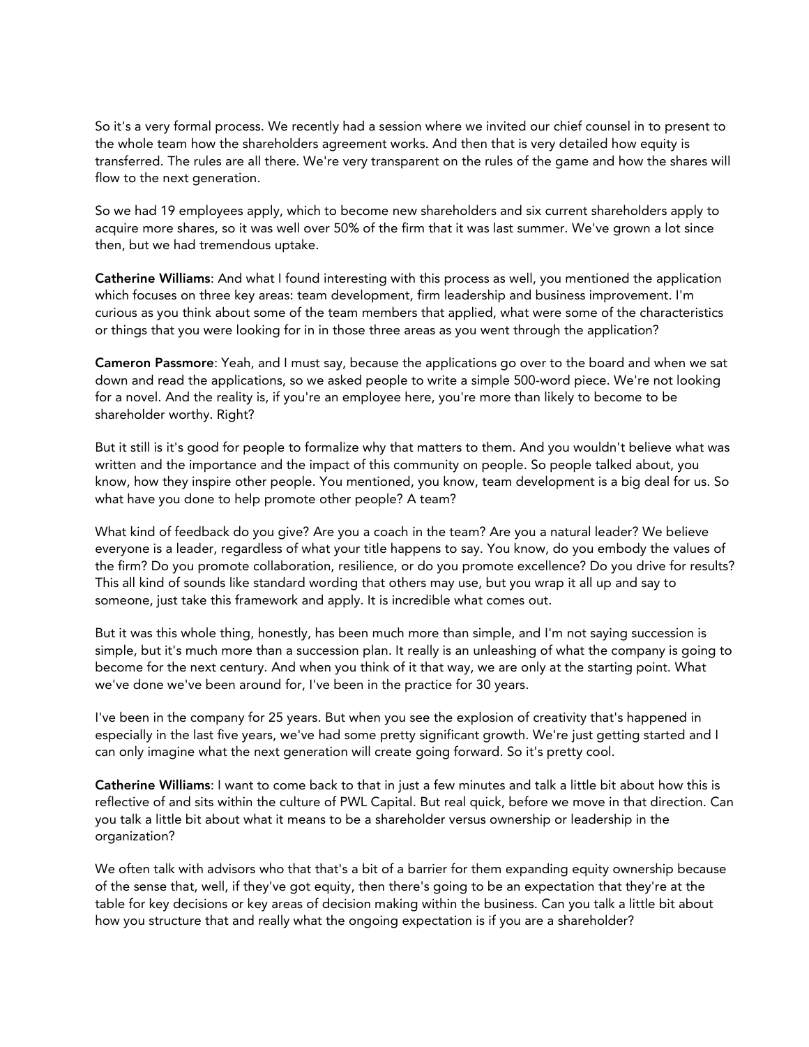So it's a very formal process. We recently had a session where we invited our chief counsel in to present to the whole team how the shareholders agreement works. And then that is very detailed how equity is transferred. The rules are all there. We're very transparent on the rules of the game and how the shares will flow to the next generation.

So we had 19 employees apply, which to become new shareholders and six current shareholders apply to acquire more shares, so it was well over 50% of the firm that it was last summer. We've grown a lot since then, but we had tremendous uptake.

**Catherine Williams**: And what I found interesting with this process as well, you mentioned the application which focuses on three key areas: team development, firm leadership and business improvement. I'm curious as you think about some of the team members that applied, what were some of the characteristics or things that you were looking for in in those three areas as you went through the application?

**Cameron Passmore**: Yeah, and I must say, because the applications go over to the board and when we sat down and read the applications, so we asked people to write a simple 500-word piece. We're not looking for a novel. And the reality is, if you're an employee here, you're more than likely to become to be shareholder worthy. Right?

But it still is it's good for people to formalize why that matters to them. And you wouldn't believe what was written and the importance and the impact of this community on people. So people talked about, you know, how they inspire other people. You mentioned, you know, team development is a big deal for us. So what have you done to help promote other people? A team?

What kind of feedback do you give? Are you a coach in the team? Are you a natural leader? We believe everyone is a leader, regardless of what your title happens to say. You know, do you embody the values of the firm? Do you promote collaboration, resilience, or do you promote excellence? Do you drive for results? This all kind of sounds like standard wording that others may use, but you wrap it all up and say to someone, just take this framework and apply. It is incredible what comes out.

But it was this whole thing, honestly, has been much more than simple, and I'm not saying succession is simple, but it's much more than a succession plan. It really is an unleashing of what the company is going to become for the next century. And when you think of it that way, we are only at the starting point. What we've done we've been around for, I've been in the practice for 30 years.

I've been in the company for 25 years. But when you see the explosion of creativity that's happened in especially in the last five years, we've had some pretty significant growth. We're just getting started and I can only imagine what the next generation will create going forward. So it's pretty cool.

**Catherine Williams**: I want to come back to that in just a few minutes and talk a little bit about how this is reflective of and sits within the culture of PWL Capital. But real quick, before we move in that direction. Can you talk a little bit about what it means to be a shareholder versus ownership or leadership in the organization?

We often talk with advisors who that that's a bit of a barrier for them expanding equity ownership because of the sense that, well, if they've got equity, then there's going to be an expectation that they're at the table for key decisions or key areas of decision making within the business. Can you talk a little bit about how you structure that and really what the ongoing expectation is if you are a shareholder?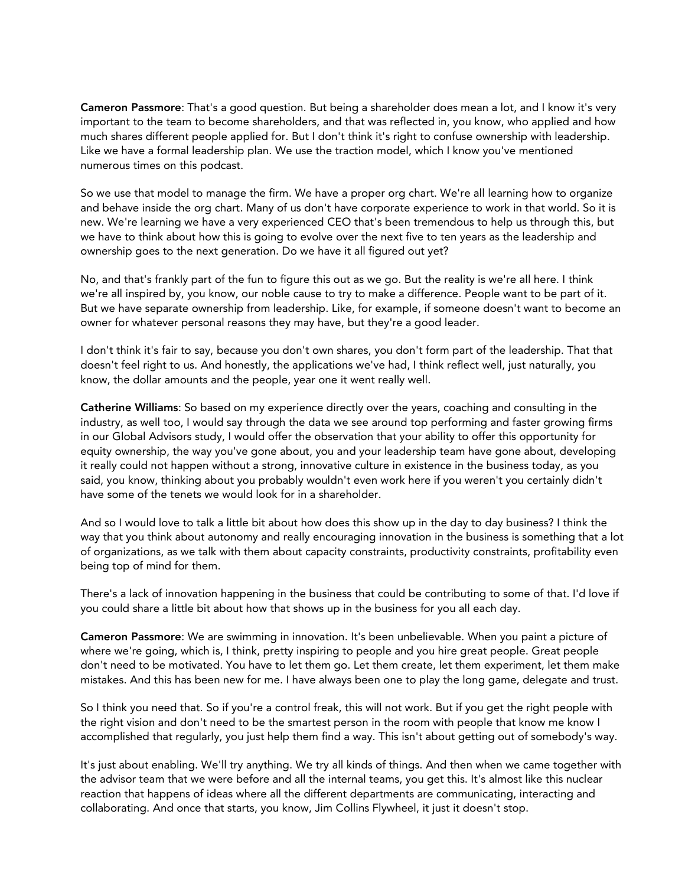**Cameron Passmore**: That's a good question. But being a shareholder does mean a lot, and I know it's very important to the team to become shareholders, and that was reflected in, you know, who applied and how much shares different people applied for. But I don't think it's right to confuse ownership with leadership. Like we have a formal leadership plan. We use the traction model, which I know you've mentioned numerous times on this podcast.

So we use that model to manage the firm. We have a proper org chart. We're all learning how to organize and behave inside the org chart. Many of us don't have corporate experience to work in that world. So it is new. We're learning we have a very experienced CEO that's been tremendous to help us through this, but we have to think about how this is going to evolve over the next five to ten years as the leadership and ownership goes to the next generation. Do we have it all figured out yet?

No, and that's frankly part of the fun to figure this out as we go. But the reality is we're all here. I think we're all inspired by, you know, our noble cause to try to make a difference. People want to be part of it. But we have separate ownership from leadership. Like, for example, if someone doesn't want to become an owner for whatever personal reasons they may have, but they're a good leader.

I don't think it's fair to say, because you don't own shares, you don't form part of the leadership. That that doesn't feel right to us. And honestly, the applications we've had, I think reflect well, just naturally, you know, the dollar amounts and the people, year one it went really well.

**Catherine Williams**: So based on my experience directly over the years, coaching and consulting in the industry, as well too, I would say through the data we see around top performing and faster growing firms in our Global Advisors study, I would offer the observation that your ability to offer this opportunity for equity ownership, the way you've gone about, you and your leadership team have gone about, developing it really could not happen without a strong, innovative culture in existence in the business today, as you said, you know, thinking about you probably wouldn't even work here if you weren't you certainly didn't have some of the tenets we would look for in a shareholder.

And so I would love to talk a little bit about how does this show up in the day to day business? I think the way that you think about autonomy and really encouraging innovation in the business is something that a lot of organizations, as we talk with them about capacity constraints, productivity constraints, profitability even being top of mind for them.

There's a lack of innovation happening in the business that could be contributing to some of that. I'd love if you could share a little bit about how that shows up in the business for you all each day.

**Cameron Passmore**: We are swimming in innovation. It's been unbelievable. When you paint a picture of where we're going, which is, I think, pretty inspiring to people and you hire great people. Great people don't need to be motivated. You have to let them go. Let them create, let them experiment, let them make mistakes. And this has been new for me. I have always been one to play the long game, delegate and trust.

So I think you need that. So if you're a control freak, this will not work. But if you get the right people with the right vision and don't need to be the smartest person in the room with people that know me know I accomplished that regularly, you just help them find a way. This isn't about getting out of somebody's way.

It's just about enabling. We'll try anything. We try all kinds of things. And then when we came together with the advisor team that we were before and all the internal teams, you get this. It's almost like this nuclear reaction that happens of ideas where all the different departments are communicating, interacting and collaborating. And once that starts, you know, Jim Collins Flywheel, it just it doesn't stop.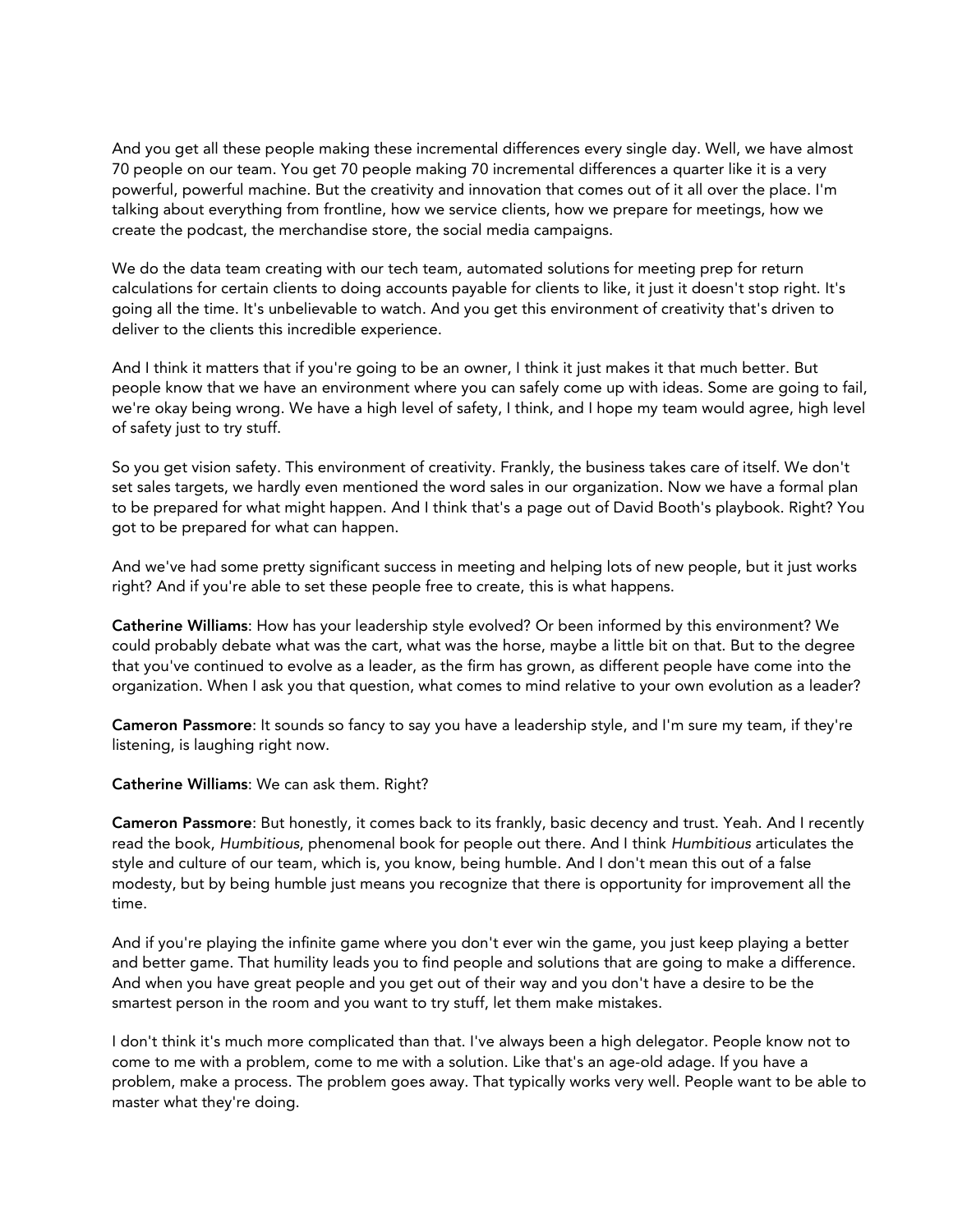And you get all these people making these incremental differences every single day. Well, we have almost 70 people on our team. You get 70 people making 70 incremental differences a quarter like it is a very powerful, powerful machine. But the creativity and innovation that comes out of it all over the place. I'm talking about everything from frontline, how we service clients, how we prepare for meetings, how we create the podcast, the merchandise store, the social media campaigns.

We do the data team creating with our tech team, automated solutions for meeting prep for return calculations for certain clients to doing accounts payable for clients to like, it just it doesn't stop right. It's going all the time. It's unbelievable to watch. And you get this environment of creativity that's driven to deliver to the clients this incredible experience.

And I think it matters that if you're going to be an owner, I think it just makes it that much better. But people know that we have an environment where you can safely come up with ideas. Some are going to fail, we're okay being wrong. We have a high level of safety, I think, and I hope my team would agree, high level of safety just to try stuff.

So you get vision safety. This environment of creativity. Frankly, the business takes care of itself. We don't set sales targets, we hardly even mentioned the word sales in our organization. Now we have a formal plan to be prepared for what might happen. And I think that's a page out of David Booth's playbook. Right? You got to be prepared for what can happen.

And we've had some pretty significant success in meeting and helping lots of new people, but it just works right? And if you're able to set these people free to create, this is what happens.

**Catherine Williams**: How has your leadership style evolved? Or been informed by this environment? We could probably debate what was the cart, what was the horse, maybe a little bit on that. But to the degree that you've continued to evolve as a leader, as the firm has grown, as different people have come into the organization. When I ask you that question, what comes to mind relative to your own evolution as a leader?

**Cameron Passmore**: It sounds so fancy to say you have a leadership style, and I'm sure my team, if they're listening, is laughing right now.

**Catherine Williams**: We can ask them. Right?

**Cameron Passmore**: But honestly, it comes back to its frankly, basic decency and trust. Yeah. And I recently read the book, *Humbitious*, phenomenal book for people out there. And I think *Humbitious* articulates the style and culture of our team, which is, you know, being humble. And I don't mean this out of a false modesty, but by being humble just means you recognize that there is opportunity for improvement all the time.

And if you're playing the infinite game where you don't ever win the game, you just keep playing a better and better game. That humility leads you to find people and solutions that are going to make a difference. And when you have great people and you get out of their way and you don't have a desire to be the smartest person in the room and you want to try stuff, let them make mistakes.

I don't think it's much more complicated than that. I've always been a high delegator. People know not to come to me with a problem, come to me with a solution. Like that's an age-old adage. If you have a problem, make a process. The problem goes away. That typically works very well. People want to be able to master what they're doing.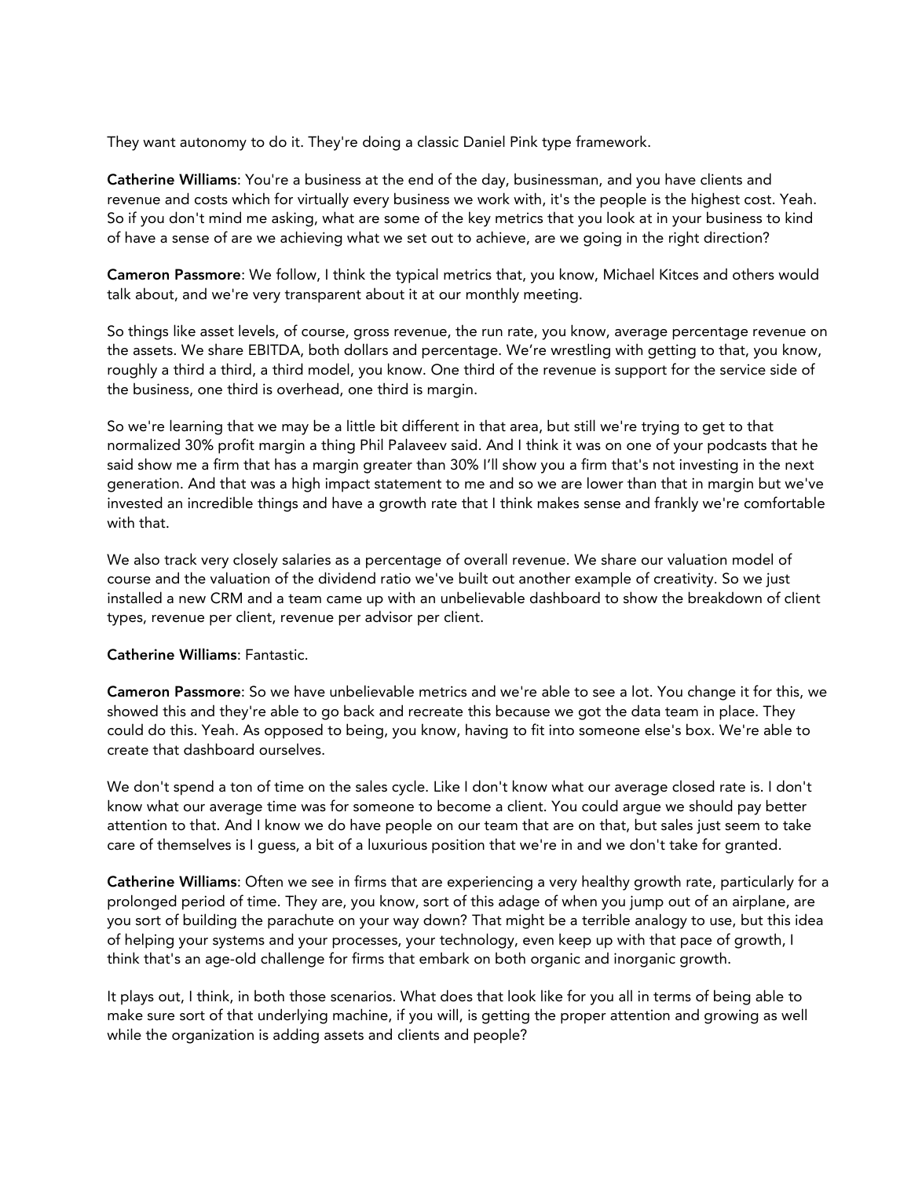They want autonomy to do it. They're doing a classic Daniel Pink type framework.

**Catherine Williams**: You're a business at the end of the day, businessman, and you have clients and revenue and costs which for virtually every business we work with, it's the people is the highest cost. Yeah. So if you don't mind me asking, what are some of the key metrics that you look at in your business to kind of have a sense of are we achieving what we set out to achieve, are we going in the right direction?

**Cameron Passmore**: We follow, I think the typical metrics that, you know, Michael Kitces and others would talk about, and we're very transparent about it at our monthly meeting.

So things like asset levels, of course, gross revenue, the run rate, you know, average percentage revenue on the assets. We share EBITDA, both dollars and percentage. We're wrestling with getting to that, you know, roughly a third a third, a third model, you know. One third of the revenue is support for the service side of the business, one third is overhead, one third is margin.

So we're learning that we may be a little bit different in that area, but still we're trying to get to that normalized 30% profit margin a thing Phil Palaveev said. And I think it was on one of your podcasts that he said show me a firm that has a margin greater than 30% I'll show you a firm that's not investing in the next generation. And that was a high impact statement to me and so we are lower than that in margin but we've invested an incredible things and have a growth rate that I think makes sense and frankly we're comfortable with that.

We also track very closely salaries as a percentage of overall revenue. We share our valuation model of course and the valuation of the dividend ratio we've built out another example of creativity. So we just installed a new CRM and a team came up with an unbelievable dashboard to show the breakdown of client types, revenue per client, revenue per advisor per client.

**Catherine Williams**: Fantastic.

**Cameron Passmore**: So we have unbelievable metrics and we're able to see a lot. You change it for this, we showed this and they're able to go back and recreate this because we got the data team in place. They could do this. Yeah. As opposed to being, you know, having to fit into someone else's box. We're able to create that dashboard ourselves.

We don't spend a ton of time on the sales cycle. Like I don't know what our average closed rate is. I don't know what our average time was for someone to become a client. You could argue we should pay better attention to that. And I know we do have people on our team that are on that, but sales just seem to take care of themselves is I guess, a bit of a luxurious position that we're in and we don't take for granted.

**Catherine Williams**: Often we see in firms that are experiencing a very healthy growth rate, particularly for a prolonged period of time. They are, you know, sort of this adage of when you jump out of an airplane, are you sort of building the parachute on your way down? That might be a terrible analogy to use, but this idea of helping your systems and your processes, your technology, even keep up with that pace of growth, I think that's an age-old challenge for firms that embark on both organic and inorganic growth.

It plays out, I think, in both those scenarios. What does that look like for you all in terms of being able to make sure sort of that underlying machine, if you will, is getting the proper attention and growing as well while the organization is adding assets and clients and people?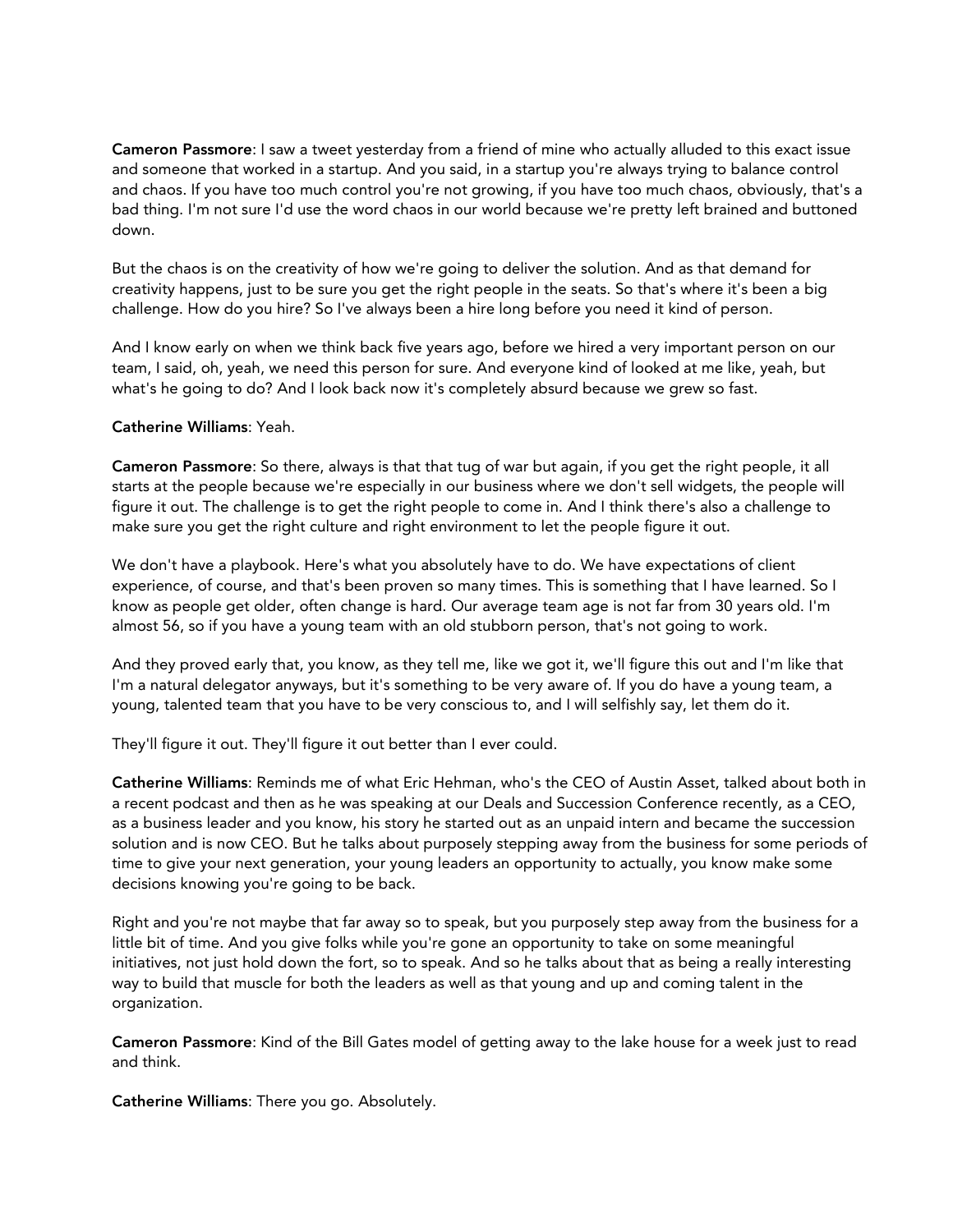**Cameron Passmore**: I saw a tweet yesterday from a friend of mine who actually alluded to this exact issue and someone that worked in a startup. And you said, in a startup you're always trying to balance control and chaos. If you have too much control you're not growing, if you have too much chaos, obviously, that's a bad thing. I'm not sure I'd use the word chaos in our world because we're pretty left brained and buttoned down.

But the chaos is on the creativity of how we're going to deliver the solution. And as that demand for creativity happens, just to be sure you get the right people in the seats. So that's where it's been a big challenge. How do you hire? So I've always been a hire long before you need it kind of person.

And I know early on when we think back five years ago, before we hired a very important person on our team, I said, oh, yeah, we need this person for sure. And everyone kind of looked at me like, yeah, but what's he going to do? And I look back now it's completely absurd because we grew so fast.

**Catherine Williams**: Yeah.

**Cameron Passmore**: So there, always is that that tug of war but again, if you get the right people, it all starts at the people because we're especially in our business where we don't sell widgets, the people will figure it out. The challenge is to get the right people to come in. And I think there's also a challenge to make sure you get the right culture and right environment to let the people figure it out.

We don't have a playbook. Here's what you absolutely have to do. We have expectations of client experience, of course, and that's been proven so many times. This is something that I have learned. So I know as people get older, often change is hard. Our average team age is not far from 30 years old. I'm almost 56, so if you have a young team with an old stubborn person, that's not going to work.

And they proved early that, you know, as they tell me, like we got it, we'll figure this out and I'm like that I'm a natural delegator anyways, but it's something to be very aware of. If you do have a young team, a young, talented team that you have to be very conscious to, and I will selfishly say, let them do it.

They'll figure it out. They'll figure it out better than I ever could.

**Catherine Williams**: Reminds me of what Eric Hehman, who's the CEO of Austin Asset, talked about both in a recent podcast and then as he was speaking at our Deals and Succession Conference recently, as a CEO, as a business leader and you know, his story he started out as an unpaid intern and became the succession solution and is now CEO. But he talks about purposely stepping away from the business for some periods of time to give your next generation, your young leaders an opportunity to actually, you know make some decisions knowing you're going to be back.

Right and you're not maybe that far away so to speak, but you purposely step away from the business for a little bit of time. And you give folks while you're gone an opportunity to take on some meaningful initiatives, not just hold down the fort, so to speak. And so he talks about that as being a really interesting way to build that muscle for both the leaders as well as that young and up and coming talent in the organization.

**Cameron Passmore**: Kind of the Bill Gates model of getting away to the lake house for a week just to read and think.

**Catherine Williams**: There you go. Absolutely.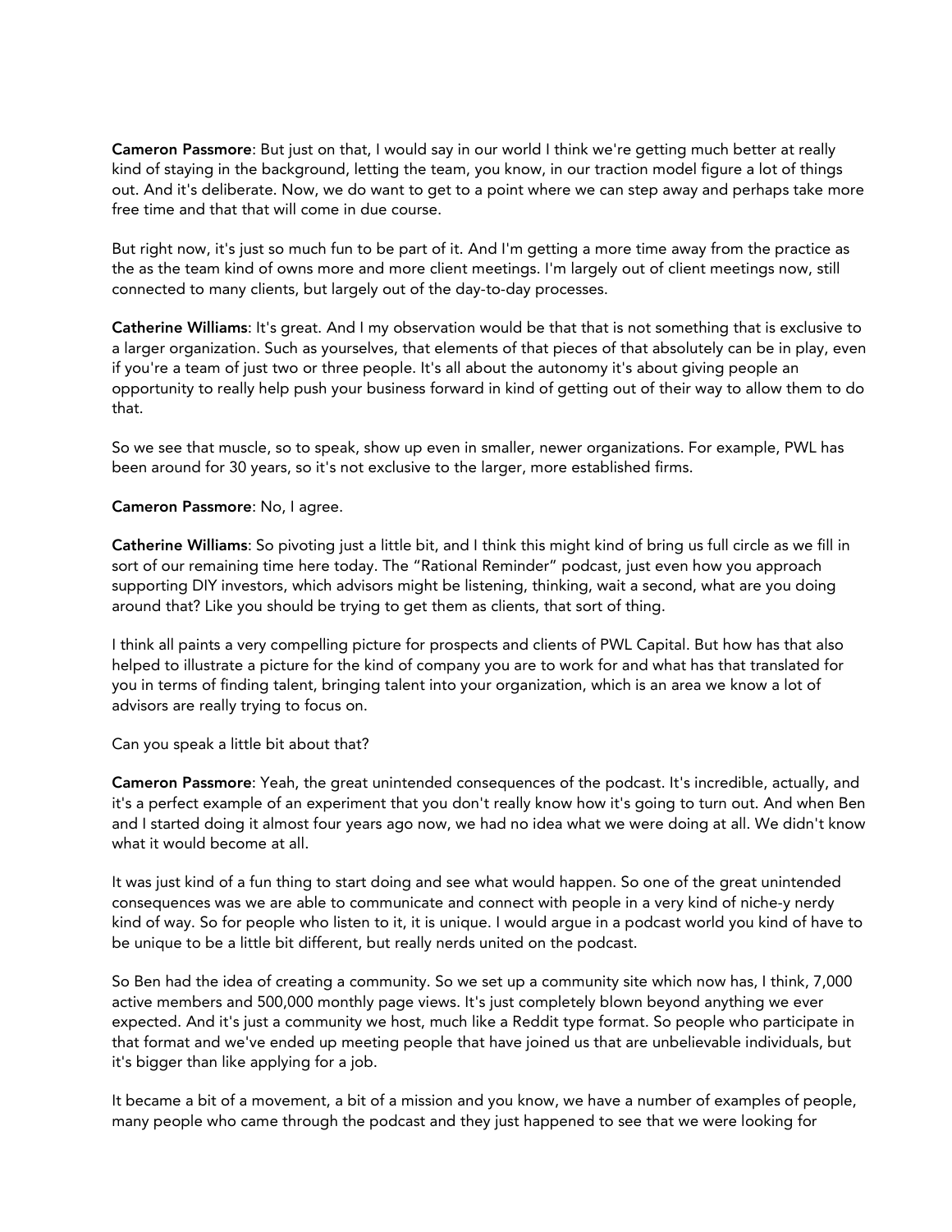**Cameron Passmore**: But just on that, I would say in our world I think we're getting much better at really kind of staying in the background, letting the team, you know, in our traction model figure a lot of things out. And it's deliberate. Now, we do want to get to a point where we can step away and perhaps take more free time and that that will come in due course.

But right now, it's just so much fun to be part of it. And I'm getting a more time away from the practice as the as the team kind of owns more and more client meetings. I'm largely out of client meetings now, still connected to many clients, but largely out of the day-to-day processes.

**Catherine Williams**: It's great. And I my observation would be that that is not something that is exclusive to a larger organization. Such as yourselves, that elements of that pieces of that absolutely can be in play, even if you're a team of just two or three people. It's all about the autonomy it's about giving people an opportunity to really help push your business forward in kind of getting out of their way to allow them to do that.

So we see that muscle, so to speak, show up even in smaller, newer organizations. For example, PWL has been around for 30 years, so it's not exclusive to the larger, more established firms.

**Cameron Passmore**: No, I agree.

**Catherine Williams**: So pivoting just a little bit, and I think this might kind of bring us full circle as we fill in sort of our remaining time here today. The "Rational Reminder" podcast, just even how you approach supporting DIY investors, which advisors might be listening, thinking, wait a second, what are you doing around that? Like you should be trying to get them as clients, that sort of thing.

I think all paints a very compelling picture for prospects and clients of PWL Capital. But how has that also helped to illustrate a picture for the kind of company you are to work for and what has that translated for you in terms of finding talent, bringing talent into your organization, which is an area we know a lot of advisors are really trying to focus on.

Can you speak a little bit about that?

**Cameron Passmore**: Yeah, the great unintended consequences of the podcast. It's incredible, actually, and it's a perfect example of an experiment that you don't really know how it's going to turn out. And when Ben and I started doing it almost four years ago now, we had no idea what we were doing at all. We didn't know what it would become at all.

It was just kind of a fun thing to start doing and see what would happen. So one of the great unintended consequences was we are able to communicate and connect with people in a very kind of niche-y nerdy kind of way. So for people who listen to it, it is unique. I would argue in a podcast world you kind of have to be unique to be a little bit different, but really nerds united on the podcast.

So Ben had the idea of creating a community. So we set up a community site which now has, I think, 7,000 active members and 500,000 monthly page views. It's just completely blown beyond anything we ever expected. And it's just a community we host, much like a Reddit type format. So people who participate in that format and we've ended up meeting people that have joined us that are unbelievable individuals, but it's bigger than like applying for a job.

It became a bit of a movement, a bit of a mission and you know, we have a number of examples of people, many people who came through the podcast and they just happened to see that we were looking for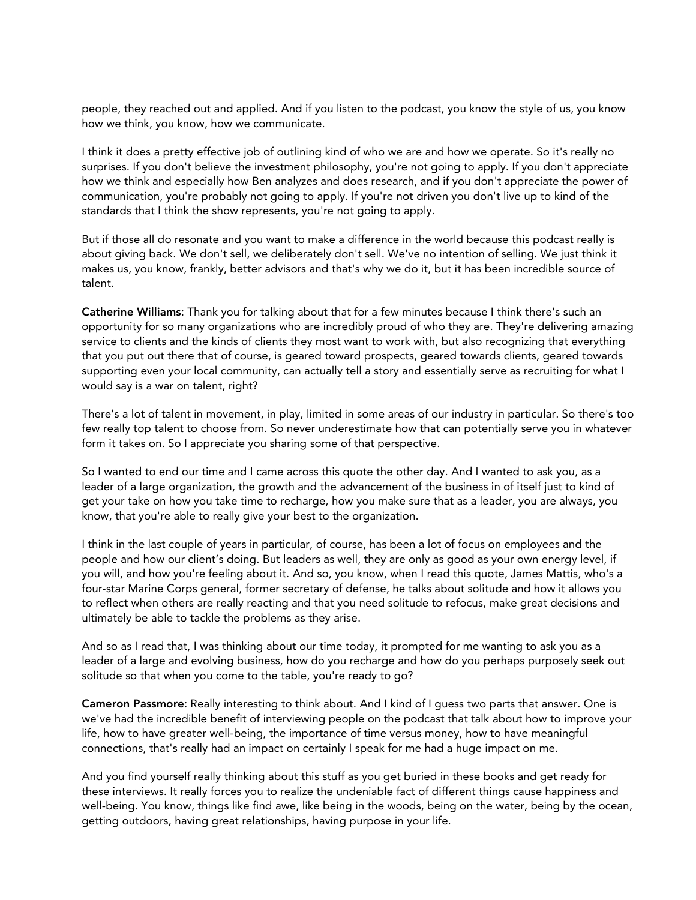people, they reached out and applied. And if you listen to the podcast, you know the style of us, you know how we think, you know, how we communicate.

I think it does a pretty effective job of outlining kind of who we are and how we operate. So it's really no surprises. If you don't believe the investment philosophy, you're not going to apply. If you don't appreciate how we think and especially how Ben analyzes and does research, and if you don't appreciate the power of communication, you're probably not going to apply. If you're not driven you don't live up to kind of the standards that I think the show represents, you're not going to apply.

But if those all do resonate and you want to make a difference in the world because this podcast really is about giving back. We don't sell, we deliberately don't sell. We've no intention of selling. We just think it makes us, you know, frankly, better advisors and that's why we do it, but it has been incredible source of talent.

**Catherine Williams**: Thank you for talking about that for a few minutes because I think there's such an opportunity for so many organizations who are incredibly proud of who they are. They're delivering amazing service to clients and the kinds of clients they most want to work with, but also recognizing that everything that you put out there that of course, is geared toward prospects, geared towards clients, geared towards supporting even your local community, can actually tell a story and essentially serve as recruiting for what I would say is a war on talent, right?

There's a lot of talent in movement, in play, limited in some areas of our industry in particular. So there's too few really top talent to choose from. So never underestimate how that can potentially serve you in whatever form it takes on. So I appreciate you sharing some of that perspective.

So I wanted to end our time and I came across this quote the other day. And I wanted to ask you, as a leader of a large organization, the growth and the advancement of the business in of itself just to kind of get your take on how you take time to recharge, how you make sure that as a leader, you are always, you know, that you're able to really give your best to the organization.

I think in the last couple of years in particular, of course, has been a lot of focus on employees and the people and how our client's doing. But leaders as well, they are only as good as your own energy level, if you will, and how you're feeling about it. And so, you know, when I read this quote, James Mattis, who's a four-star Marine Corps general, former secretary of defense, he talks about solitude and how it allows you to reflect when others are really reacting and that you need solitude to refocus, make great decisions and ultimately be able to tackle the problems as they arise.

And so as I read that, I was thinking about our time today, it prompted for me wanting to ask you as a leader of a large and evolving business, how do you recharge and how do you perhaps purposely seek out solitude so that when you come to the table, you're ready to go?

**Cameron Passmore**: Really interesting to think about. And I kind of I guess two parts that answer. One is we've had the incredible benefit of interviewing people on the podcast that talk about how to improve your life, how to have greater well-being, the importance of time versus money, how to have meaningful connections, that's really had an impact on certainly I speak for me had a huge impact on me.

And you find yourself really thinking about this stuff as you get buried in these books and get ready for these interviews. It really forces you to realize the undeniable fact of different things cause happiness and well-being. You know, things like find awe, like being in the woods, being on the water, being by the ocean, getting outdoors, having great relationships, having purpose in your life.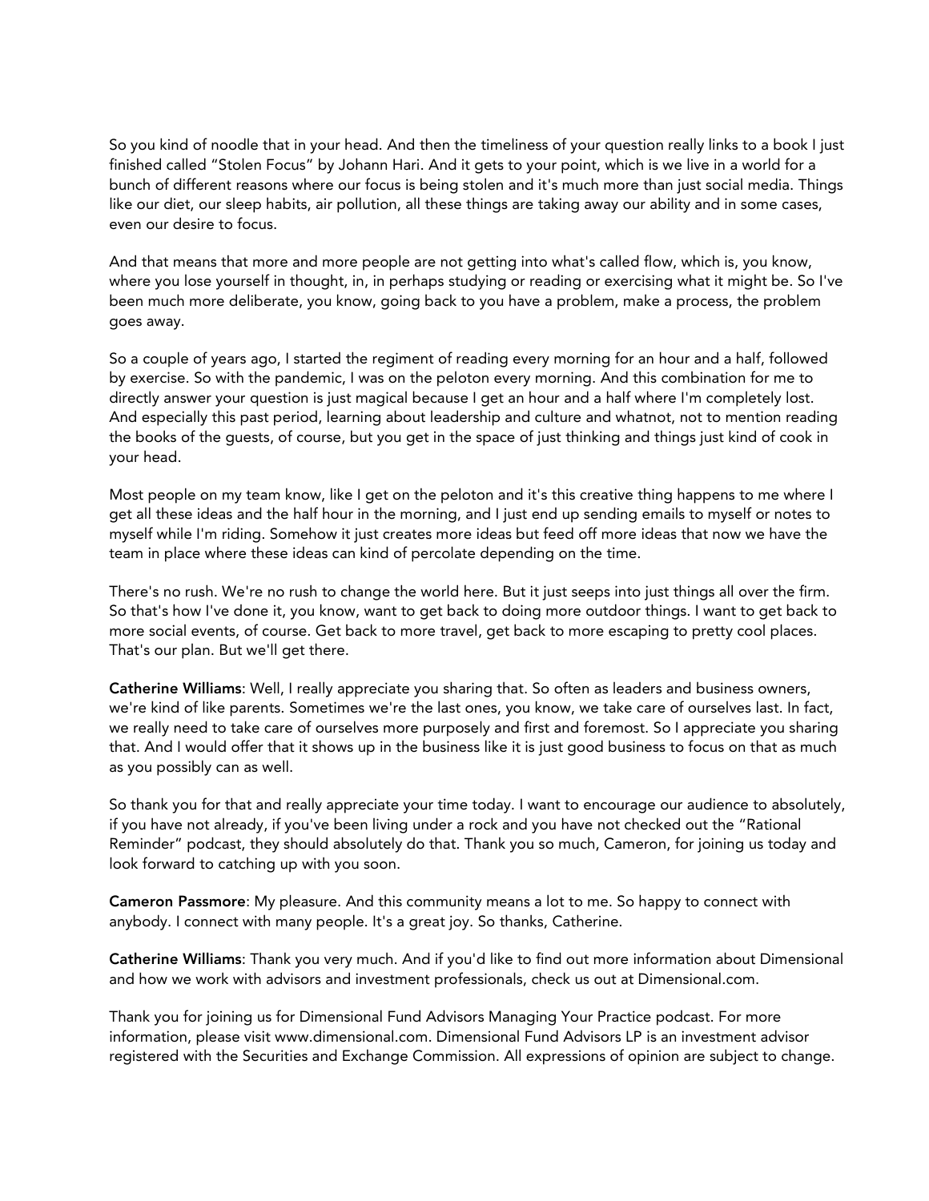So you kind of noodle that in your head. And then the timeliness of your question really links to a book I just finished called "Stolen Focus" by Johann Hari. And it gets to your point, which is we live in a world for a bunch of different reasons where our focus is being stolen and it's much more than just social media. Things like our diet, our sleep habits, air pollution, all these things are taking away our ability and in some cases, even our desire to focus.

And that means that more and more people are not getting into what's called flow, which is, you know, where you lose yourself in thought, in, in perhaps studying or reading or exercising what it might be. So I've been much more deliberate, you know, going back to you have a problem, make a process, the problem goes away.

So a couple of years ago, I started the regiment of reading every morning for an hour and a half, followed by exercise. So with the pandemic, I was on the peloton every morning. And this combination for me to directly answer your question is just magical because I get an hour and a half where I'm completely lost. And especially this past period, learning about leadership and culture and whatnot, not to mention reading the books of the guests, of course, but you get in the space of just thinking and things just kind of cook in your head.

Most people on my team know, like I get on the peloton and it's this creative thing happens to me where I get all these ideas and the half hour in the morning, and I just end up sending emails to myself or notes to myself while I'm riding. Somehow it just creates more ideas but feed off more ideas that now we have the team in place where these ideas can kind of percolate depending on the time.

There's no rush. We're no rush to change the world here. But it just seeps into just things all over the firm. So that's how I've done it, you know, want to get back to doing more outdoor things. I want to get back to more social events, of course. Get back to more travel, get back to more escaping to pretty cool places. That's our plan. But we'll get there.

**Catherine Williams**: Well, I really appreciate you sharing that. So often as leaders and business owners, we're kind of like parents. Sometimes we're the last ones, you know, we take care of ourselves last. In fact, we really need to take care of ourselves more purposely and first and foremost. So I appreciate you sharing that. And I would offer that it shows up in the business like it is just good business to focus on that as much as you possibly can as well.

So thank you for that and really appreciate your time today. I want to encourage our audience to absolutely, if you have not already, if you've been living under a rock and you have not checked out the "Rational Reminder" podcast, they should absolutely do that. Thank you so much, Cameron, for joining us today and look forward to catching up with you soon.

**Cameron Passmore**: My pleasure. And this community means a lot to me. So happy to connect with anybody. I connect with many people. It's a great joy. So thanks, Catherine.

**Catherine Williams**: Thank you very much. And if you'd like to find out more information about Dimensional and how we work with advisors and investment professionals, check us out at Dimensional.com.

Thank you for joining us for Dimensional Fund Advisors Managing Your Practice podcast. For more information, please visit www.dimensional.com. Dimensional Fund Advisors LP is an investment advisor registered with the Securities and Exchange Commission. All expressions of opinion are subject to change.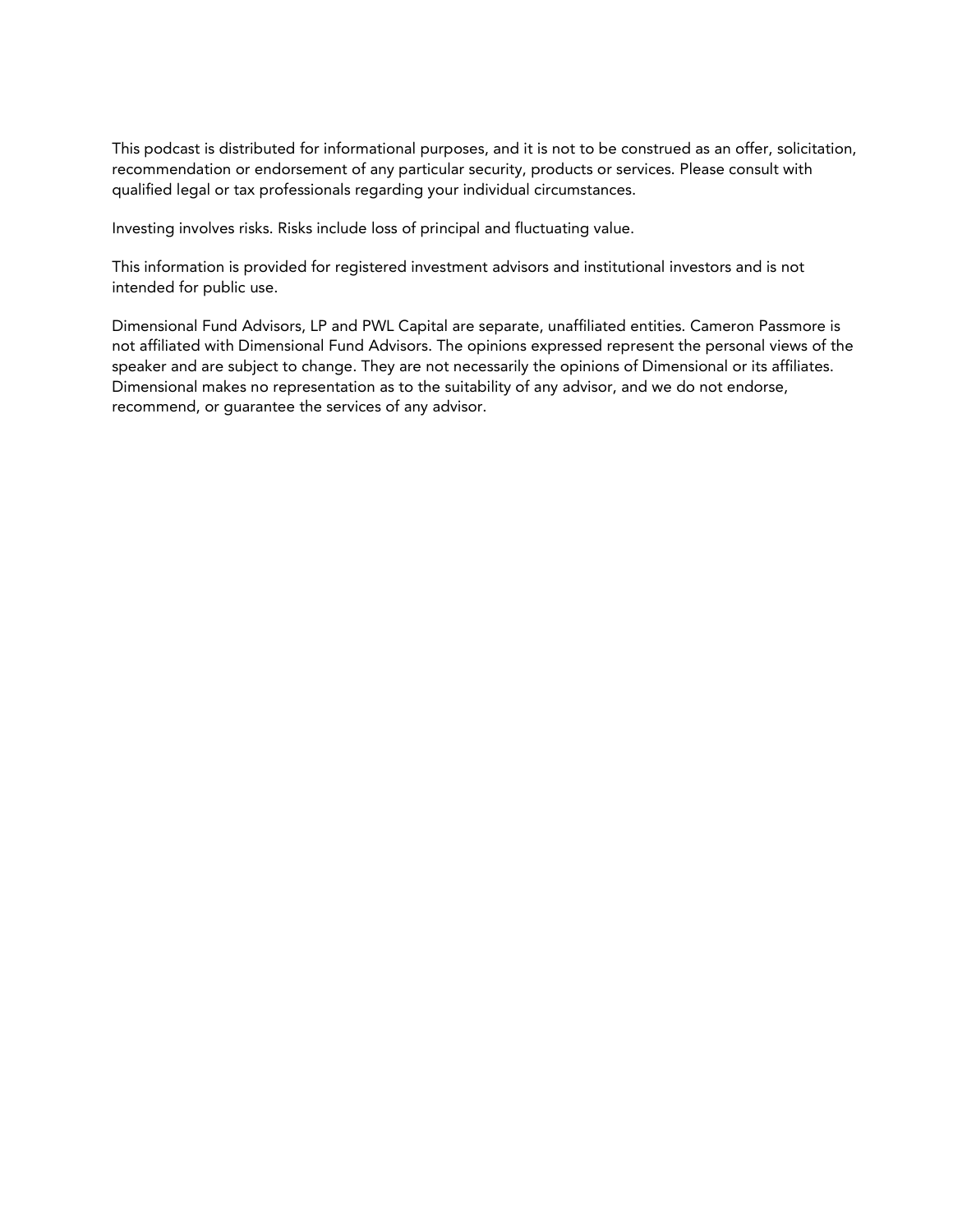This podcast is distributed for informational purposes, and it is not to be construed as an offer, solicitation, recommendation or endorsement of any particular security, products or services. Please consult with qualified legal or tax professionals regarding your individual circumstances.

Investing involves risks. Risks include loss of principal and fluctuating value.

This information is provided for registered investment advisors and institutional investors and is not intended for public use.

Dimensional Fund Advisors, LP and PWL Capital are separate, unaffiliated entities. Cameron Passmore is not affiliated with Dimensional Fund Advisors. The opinions expressed represent the personal views of the speaker and are subject to change. They are not necessarily the opinions of Dimensional or its affiliates. Dimensional makes no representation as to the suitability of any advisor, and we do not endorse, recommend, or guarantee the services of any advisor.